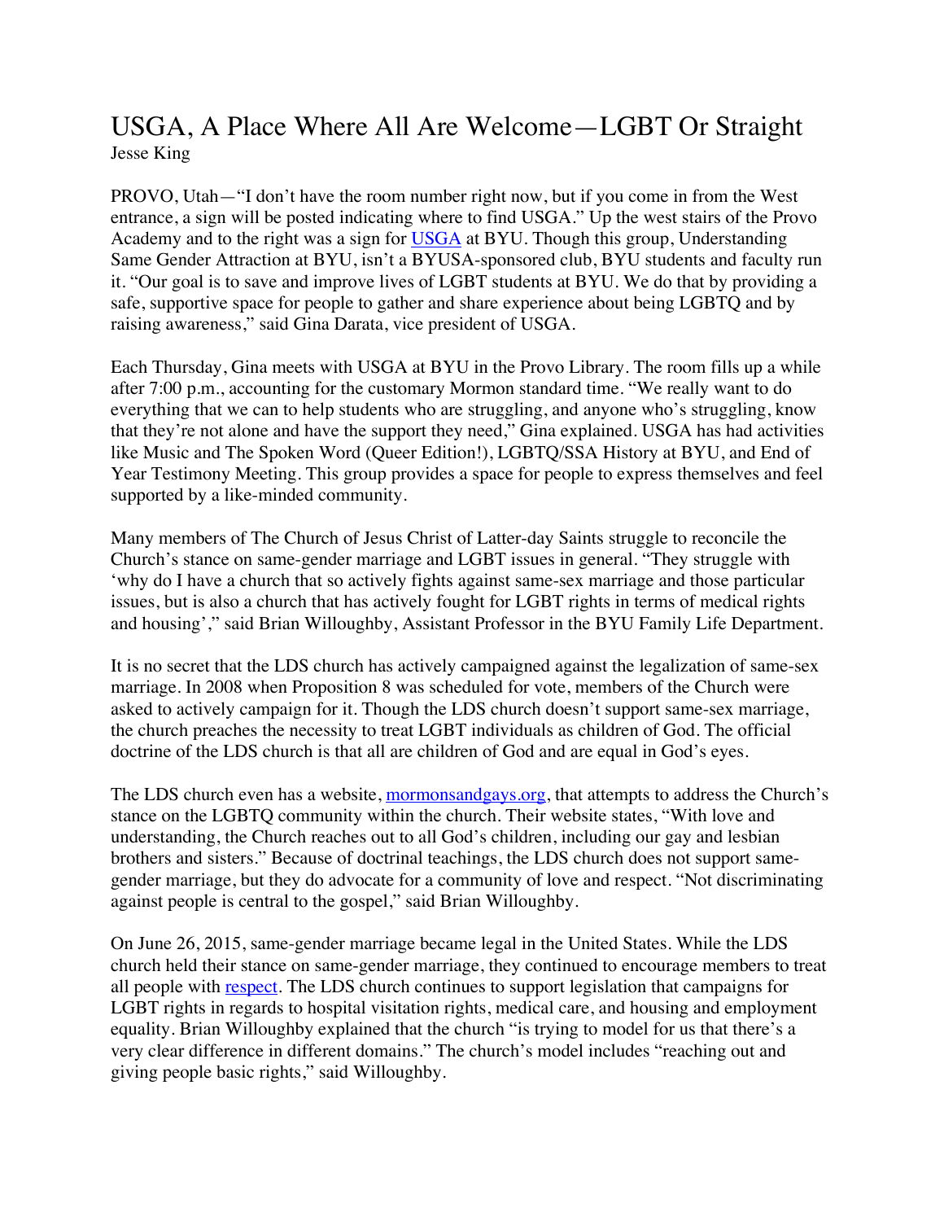# USGA, A Place Where All Are Welcome—LGBT Or Straight

Jesse King

PROVO, Utah—"I don't have the room number right now, but if you come in from the West entrance, a sign will be posted indicating where to find USGA." Up the west stairs of the Provo Academy and to the right was a sign for [USGA](#) at BYU. Though this group, Understanding Same Gender Attraction at BYU, isn't a BYUSA-sponsored club, BYU students and faculty run it. "Our goal is to save and improve lives of LGBT students at BYU. We do that by providing a safe, supportive space for people to gather and share experience about being LGBTQ and by raising awareness," said Gina Darata, vice president of USGA.

Each Thursday, Gina meets with USGA at BYU in the Provo Library. The room fills up a while after 7:00 p.m., accounting for the customary Mormon standard time. "We really want to do everything that we can to help students who are struggling, and anyone who's struggling, know that they're not alone and have the support they need," Gina explained. USGA has had activities like Music and The Spoken Word (Queer Edition!), LGBTQ/SSA History at BYU, and End of Year Testimony Meeting. This group provides a space for people to express themselves and feel supported by a like-minded community.

Many members of The Church of Jesus Christ of Latter-day Saints struggle to reconcile the Church's stance on same-gender marriage and LGBT issues in general. "They struggle with 'why do I have a church that so actively fights against same-sex marriage and those particular issues, but is also a church that has actively fought for LGBT rights in terms of medical rights and housing'," said Brian Willoughby, Assistant Professor in the BYU Family Life Department.

It is no secret that the LDS church has actively campaigned against the legalization of same-sex marriage. In 2008 when Proposition 8 was scheduled for vote, members of the Church were asked to actively campaign for it. Though the LDS church doesn't support same-sex marriage, the church preaches the necessity to treat LGBT individuals as children of God. The official doctrine of the LDS church is that all are children of God and are equal in God's eyes.

The LDS church even has a website, [mormonsandgays.org](#), that attempts to address the Church's stance on the LGBTQ community within the church. Their website states, "With love and understanding, the Church reaches out to all God's children, including our gay and lesbian brothers and sisters." Because of doctrinal teachings, the LDS church does not support same-gender marriage, but they do advocate for a community of love and respect. "Not discriminating against people is central to the gospel," said Brian Willoughby.

On June 26, 2015, same-gender marriage became legal in the United States. While the LDS church held their stance on same-gender marriage, they continued to encourage members to treat all people with [respect](#). The LDS church continues to support legislation that campaigns for LGBT rights in regards to hospital visitation rights, medical care, and housing and employment equality. Brian Willoughby explained that the church "is trying to model for us that there's a very clear difference in different domains." The church's model includes "reaching out and giving people basic rights," said Willoughby.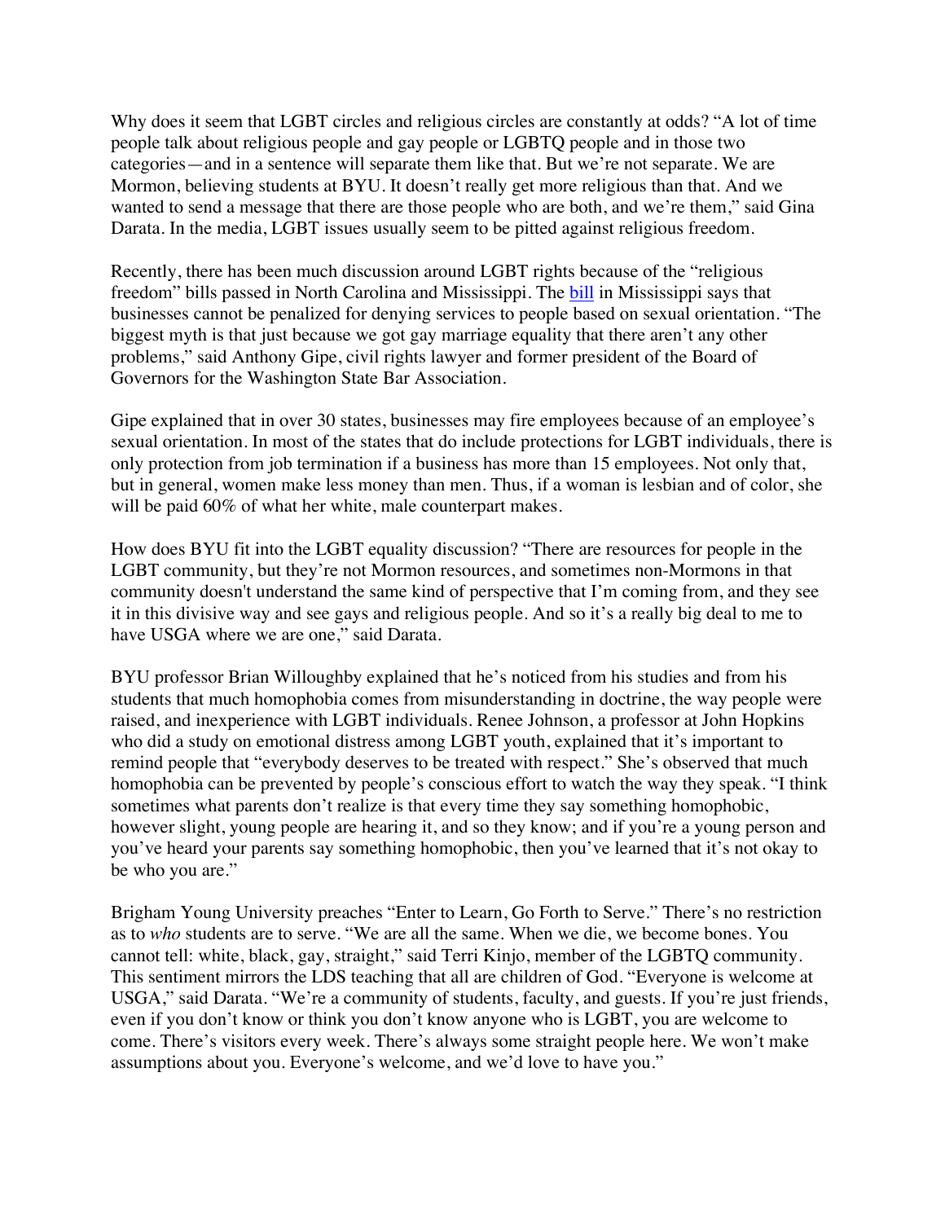Why does it seem that LGBT circles and religious circles are constantly at odds? “A lot of time people talk about religious people and gay people or LGBTQ people and in those two categories—and in a sentence will separate them like that. But we’re not separate. We are Mormon, believing students at BYU. It doesn’t really get more religious than that. And we wanted to send a message that there are those people who are both, and we’re them,” said Gina Darata. In the media, LGBT issues usually seem to be pitted against religious freedom.

Recently, there has been much discussion around LGBT rights because of the “religious freedom” bills passed in North Carolina and Mississippi. The bill in Mississippi says that businesses cannot be penalized for denying services to people based on sexual orientation. “The biggest myth is that just because we got gay marriage equality that there aren’t any other problems,” said Anthony Gipe, civil rights lawyer and former president of the Board of Governors for the Washington State Bar Association.

Gipe explained that in over 30 states, businesses may fire employees because of an employee’s sexual orientation. In most of the states that do include protections for LGBT individuals, there is only protection from job termination if a business has more than 15 employees. Not only that, but in general, women make less money than men. Thus, if a woman is lesbian and of color, she will be paid 60% of what her white, male counterpart makes.

How does BYU fit into the LGBT equality discussion? “There are resources for people in the LGBT community, but they’re not Mormon resources, and sometimes non-Mormons in that community doesn't understand the same kind of perspective that I’m coming from, and they see it in this divisive way and see gays and religious people. And so it’s a really big deal to me to have USGA where we are one,” said Darata.

BYU professor Brian Willoughby explained that he’s noticed from his studies and from his students that much homophobia comes from misunderstanding in doctrine, the way people were raised, and inexperience with LGBT individuals. Renee Johnson, a professor at John Hopkins who did a study on emotional distress among LGBT youth, explained that it’s important to remind people that “everybody deserves to be treated with respect.” She’s observed that much homophobia can be prevented by people’s conscious effort to watch the way they speak. “I think sometimes what parents don’t realize is that every time they say something homophobic, however slight, young people are hearing it, and so they know; and if you’re a young person and you’ve heard your parents say something homophobic, then you’ve learned that it’s not okay to be who you are.”

Brigham Young University preaches “Enter to Learn, Go Forth to Serve.” There’s no restriction as to *who* students are to serve. “We are all the same. When we die, we become bones. You cannot tell: white, black, gay, straight,” said Terri Kinjo, member of the LGBTQ community. This sentiment mirrors the LDS teaching that all are children of God. “Everyone is welcome at USGA,” said Darata. “We’re a community of students, faculty, and guests. If you’re just friends, even if you don’t know or think you don’t know anyone who is LGBT, you are welcome to come. There’s visitors every week. There’s always some straight people here. We won’t make assumptions about you. Everyone’s welcome, and we’d love to have you.”